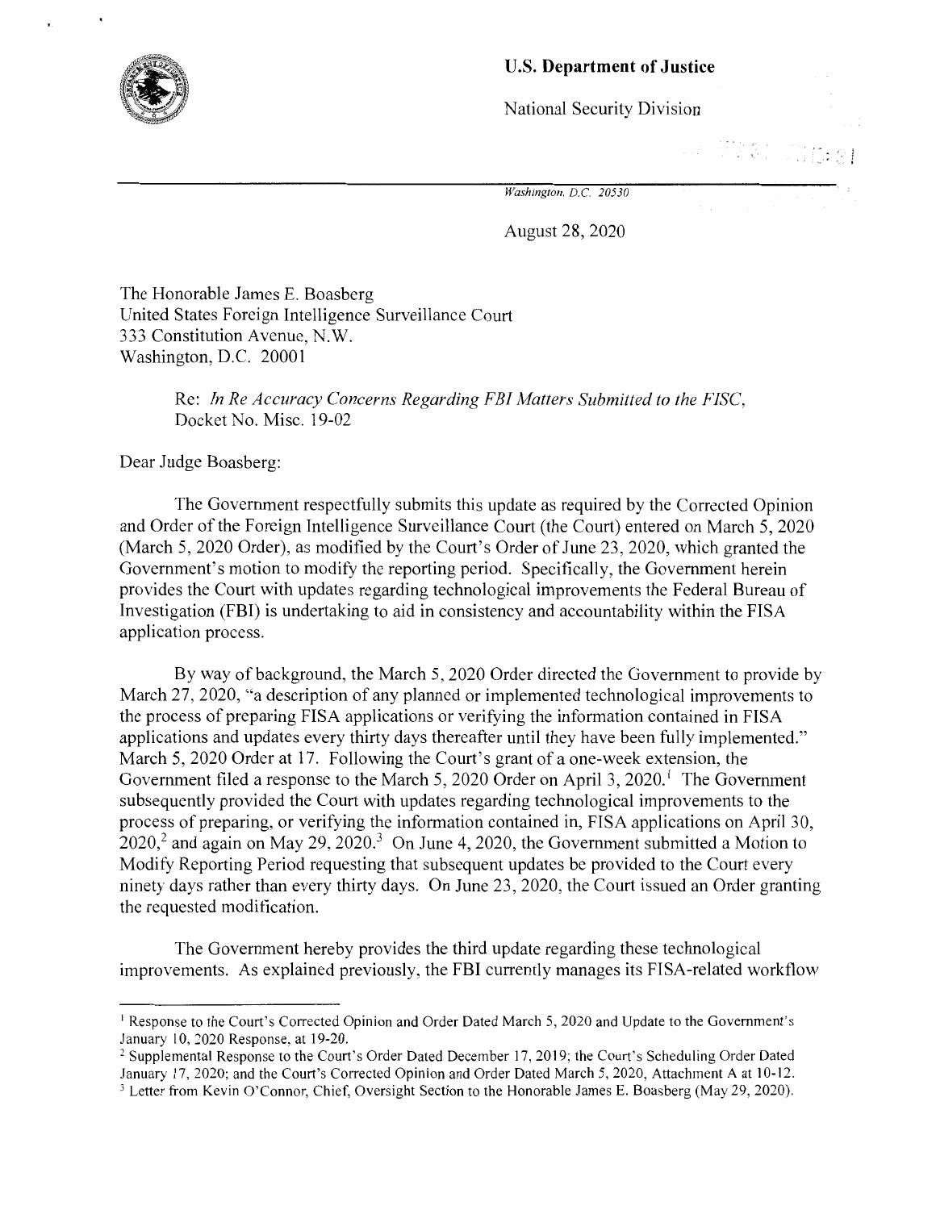**U.S. Department of Justice**

National Security Division

*Washington, D.C. 20530*

August 28, 2020

The Honorable James E. Boasberg
United States Foreign Intelligence Surveillance Court
333 Constitution Avenue, N.W.
Washington, D.C. 20001

Re: *In Re Accuracy Concerns Regarding FBI Matters Submitted to the FISC*, Docket No. Misc. 19-02

Dear Judge Boasberg:

The Government respectfully submits this update as required by the Corrected Opinion and Order of the Foreign Intelligence Surveillance Court (the Court) entered on March 5, 2020 (March 5, 2020 Order), as modified by the Court's Order of June 23, 2020, which granted the Government's motion to modify the reporting period. Specifically, the Government herein provides the Court with updates regarding technological improvements the Federal Bureau of Investigation (FBI) is undertaking to aid in consistency and accountability within the FISA application process.

By way of background, the March 5, 2020 Order directed the Government to provide by March 27, 2020, "a description of any planned or implemented technological improvements to the process of preparing FISA applications or verifying the information contained in FISA applications and updates every thirty days thereafter until they have been fully implemented." March 5, 2020 Order at 17. Following the Court's grant of a one-week extension, the Government filed a response to the March 5, 2020 Order on April 3, 2020.[1] The Government subsequently provided the Court with updates regarding technological improvements to the process of preparing, or verifying the information contained in, FISA applications on April 30, 2020,[2] and again on May 29, 2020.[3] On June 4, 2020, the Government submitted a Motion to Modify Reporting Period requesting that subsequent updates be provided to the Court every ninety days rather than every thirty days. On June 23, 2020, the Court issued an Order granting the requested modification.

The Government hereby provides the third update regarding these technological improvements. As explained previously, the FBI currently manages its FISA-related workflow

---

[1] Response to the Court's Corrected Opinion and Order Dated March 5, 2020 and Update to the Government's January 10, 2020 Response, at 19-20.

[2] Supplemental Response to the Court's Order Dated December 17, 2019; the Court's Scheduling Order Dated January 17, 2020; and the Court's Corrected Opinion and Order Dated March 5, 2020, Attachment A at 10-12.

[3] Letter from Kevin O'Connor, Chief, Oversight Section to the Honorable James E. Boasberg (May 29, 2020).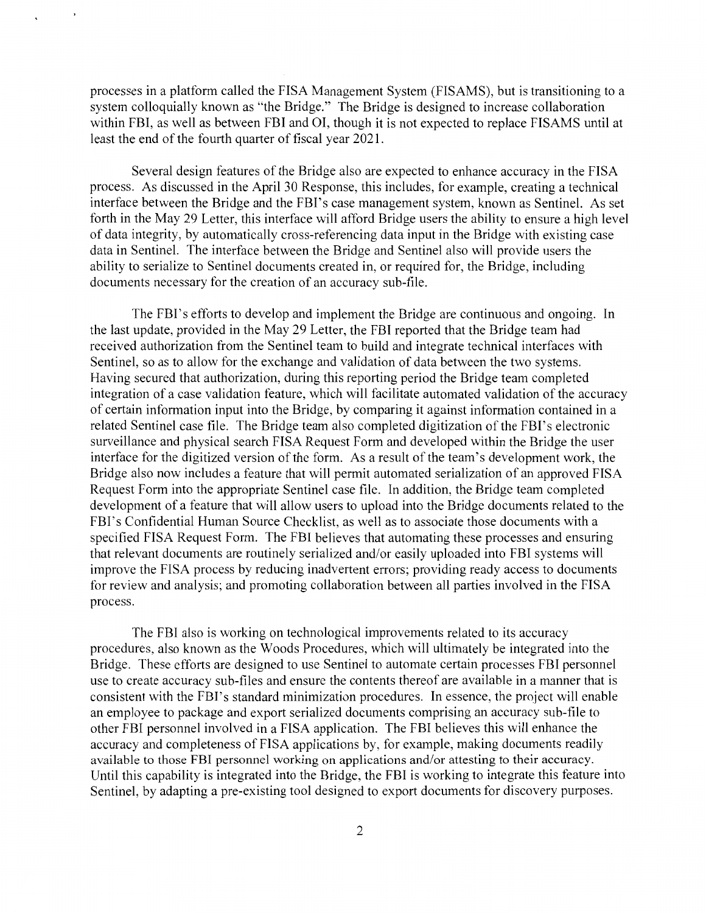processes in a platform called the FISA Management System (FISAMS), but is transitioning to a system colloquially known as "the Bridge." The Bridge is designed to increase collaboration within FBI, as well as between FBI and OI, though it is not expected to replace FISAMS until at least the end of the fourth quarter of fiscal year 2021.

Several design features of the Bridge also are expected to enhance accuracy in the FISA process. As discussed in the April 30 Response, this includes, for example, creating a technical interface between the Bridge and the FBI's case management system, known as Sentinel. As set forth in the May 29 Letter, this interface will afford Bridge users the ability to ensure a high level of data integrity, by automatically cross-referencing data input in the Bridge with existing case data in Sentinel. The interface between the Bridge and Sentinel also will provide users the ability to serialize to Sentinel documents created in, or required for, the Bridge, including documents necessary for the creation of an accuracy sub-file.

The FBI's efforts to develop and implement the Bridge are continuous and ongoing. In the last update, provided in the May 29 Letter, the FBI reported that the Bridge team had received authorization from the Sentinel team to build and integrate technical interfaces with Sentinel, so as to allow for the exchange and validation of data between the two systems. Having secured that authorization, during this reporting period the Bridge team completed integration of a case validation feature, which will facilitate automated validation of the accuracy of certain information input into the Bridge, by comparing it against information contained in a related Sentinel case file. The Bridge team also completed digitization of the FBI's electronic surveillance and physical search FISA Request Form and developed within the Bridge the user interface for the digitized version of the form. As a result of the team's development work, the Bridge also now includes a feature that will permit automated serialization of an approved FISA Request Form into the appropriate Sentinel case file. In addition, the Bridge team completed development of a feature that will allow users to upload into the Bridge documents related to the FBI's Confidential Human Source Checklist, as well as to associate those documents with a specified FISA Request Form. The FBI believes that automating these processes and ensuring that relevant documents are routinely serialized and/or easily uploaded into FBI systems will improve the FISA process by reducing inadvertent errors; providing ready access to documents for review and analysis; and promoting collaboration between all parties involved in the FISA process.

The FBI also is working on technological improvements related to its accuracy procedures, also known as the Woods Procedures, which will ultimately be integrated into the Bridge. These efforts are designed to use Sentinel to automate certain processes FBI personnel use to create accuracy sub-files and ensure the contents thereof are available in a manner that is consistent with the FBI's standard minimization procedures. In essence, the project will enable an employee to package and export serialized documents comprising an accuracy sub-file to other FBI personnel involved in a FISA application. The FBI believes this will enhance the accuracy and completeness of FISA applications by, for example, making documents readily available to those FBI personnel working on applications and/or attesting to their accuracy. Until this capability is integrated into the Bridge, the FBI is working to integrate this feature into Sentinel, by adapting a pre-existing tool designed to export documents for discovery purposes.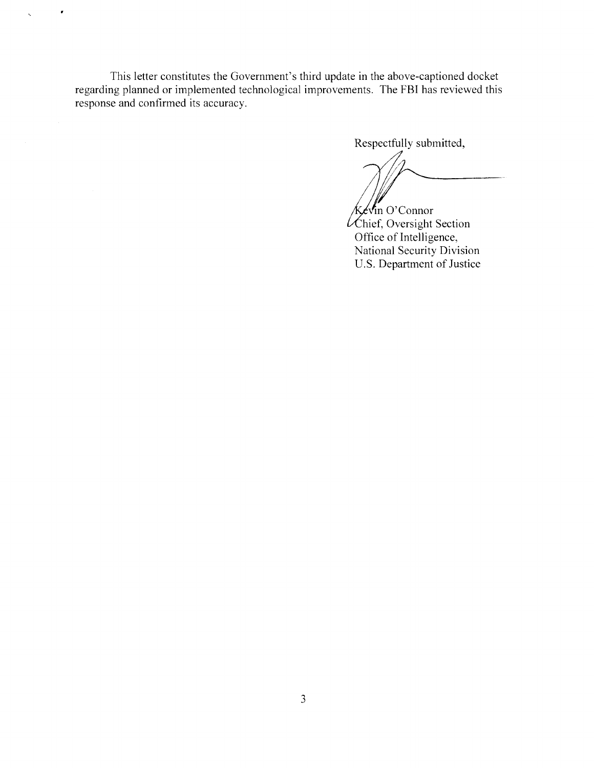This letter constitutes the Government's third update in the above-captioned docket regarding planned or implemented technological improvements. The FBI has reviewed this response and confirmed its accuracy.

Respectfully submitted,

Kevin O'Connor
Chief, Oversight Section
Office of Intelligence,
National Security Division
U.S. Department of Justice